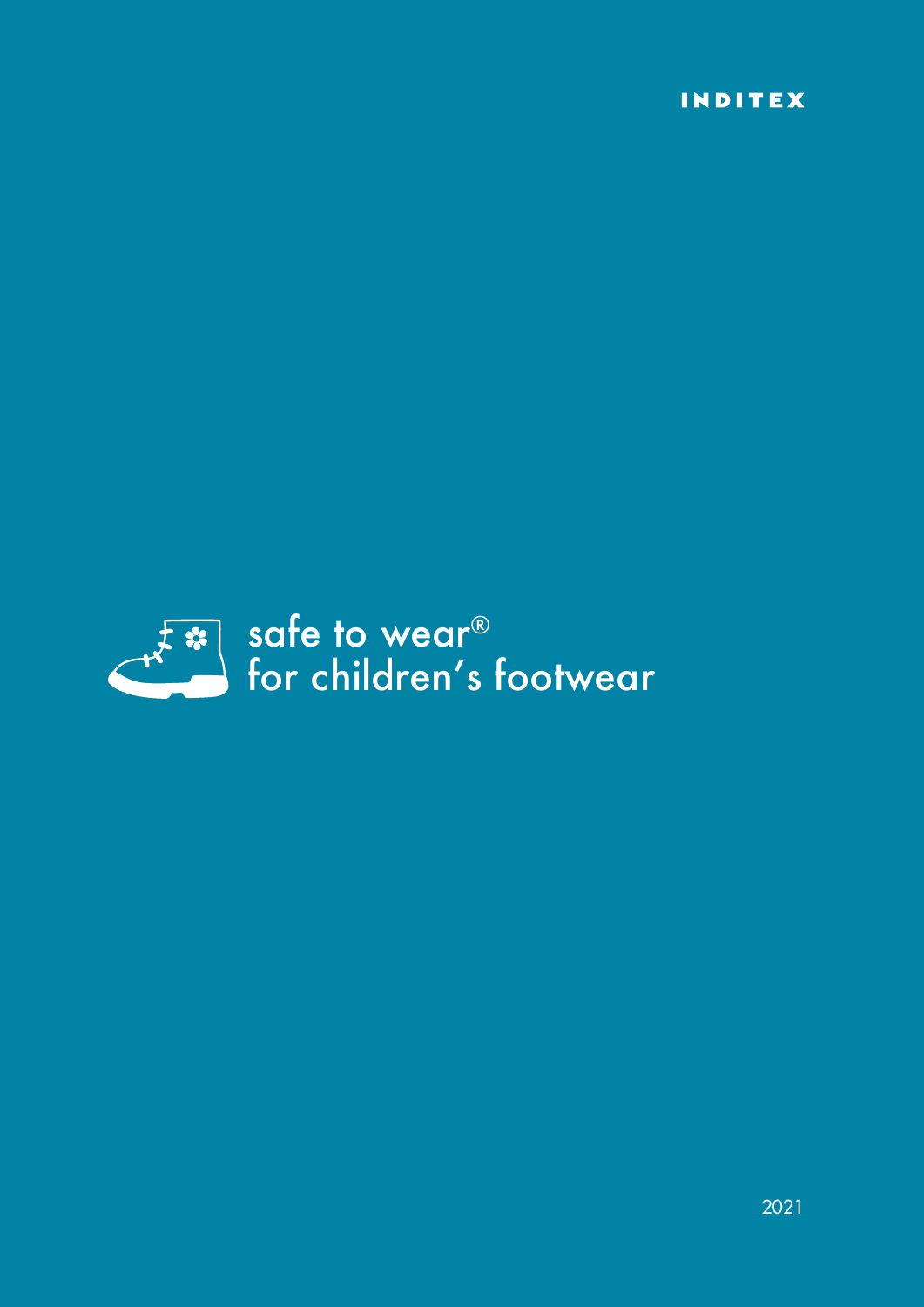INDITEX

# safe to wear®
# for children's footwear

2021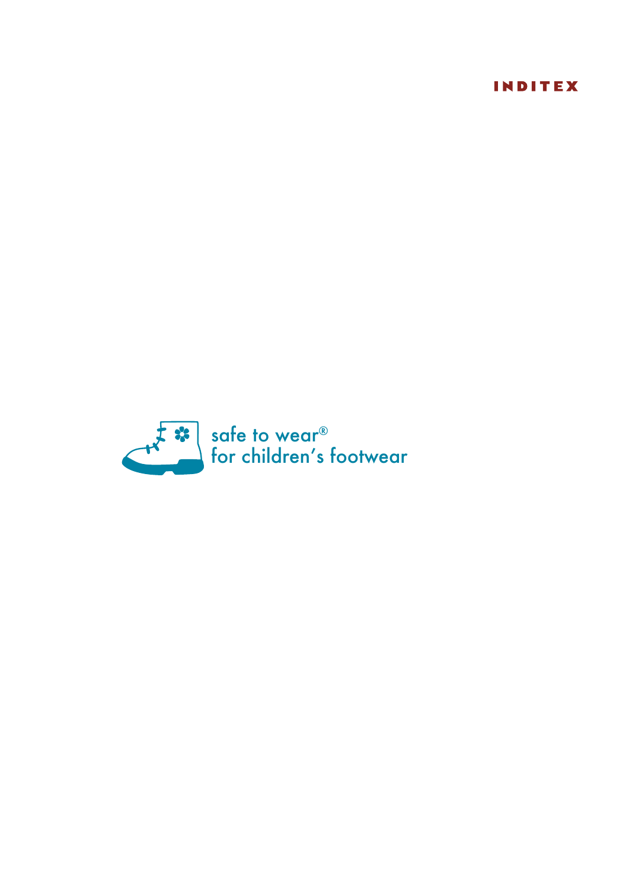INDITEX

safe to wear®
for children's footwear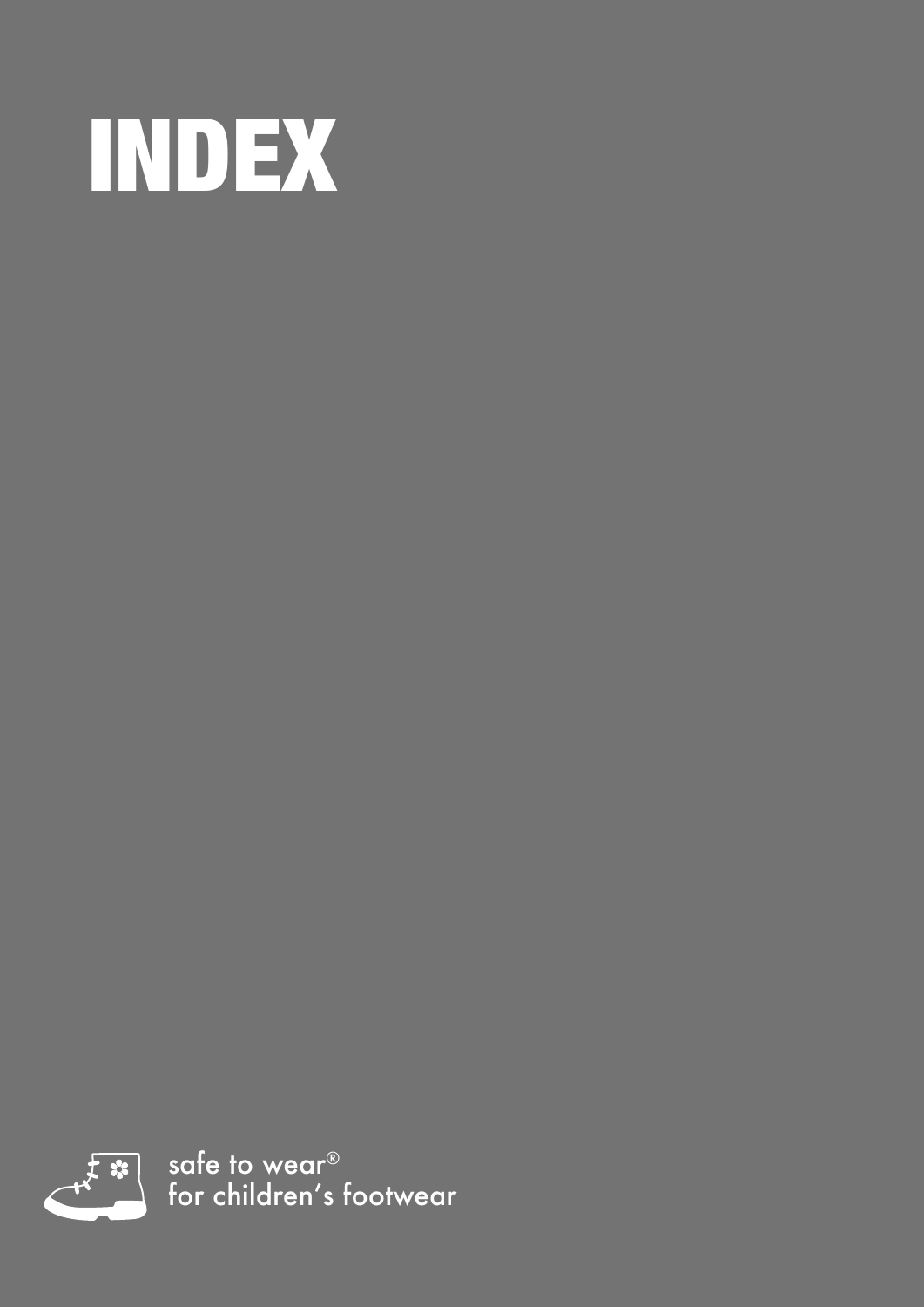# INDEX

safe to wear®
for children's footwear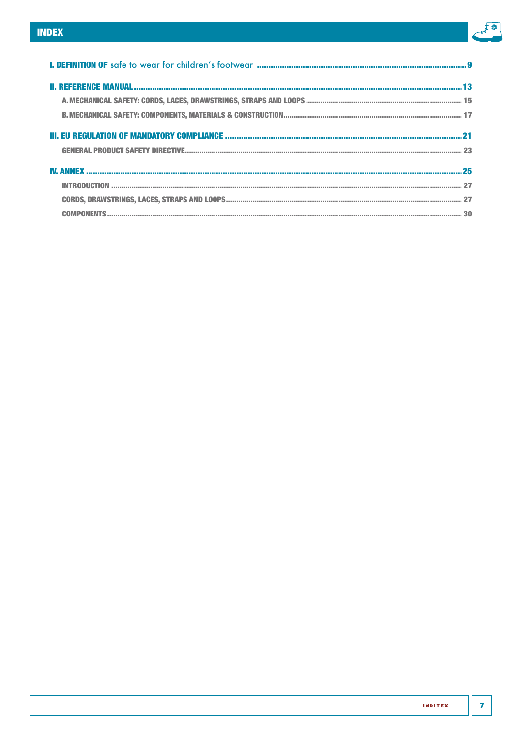# INDEX

**I. DEFINITION OF** safe to wear for children's footwear ..... 9

**II. REFERENCE MANUAL** ..... 13

- A. MECHANICAL SAFETY: CORDS, LACES, DRAWSTRINGS, STRAPS AND LOOPS ..... 15
- B. MECHANICAL SAFETY: COMPONENTS, MATERIALS & CONSTRUCTION ..... 17

**III. EU REGULATION OF MANDATORY COMPLIANCE** ..... 21

- GENERAL PRODUCT SAFETY DIRECTIVE ..... 23

**IV. ANNEX** ..... 25

- INTRODUCTION ..... 27
- CORDS, DRAWSTRINGS, LACES, STRAPS AND LOOPS ..... 27
- COMPONENTS ..... 30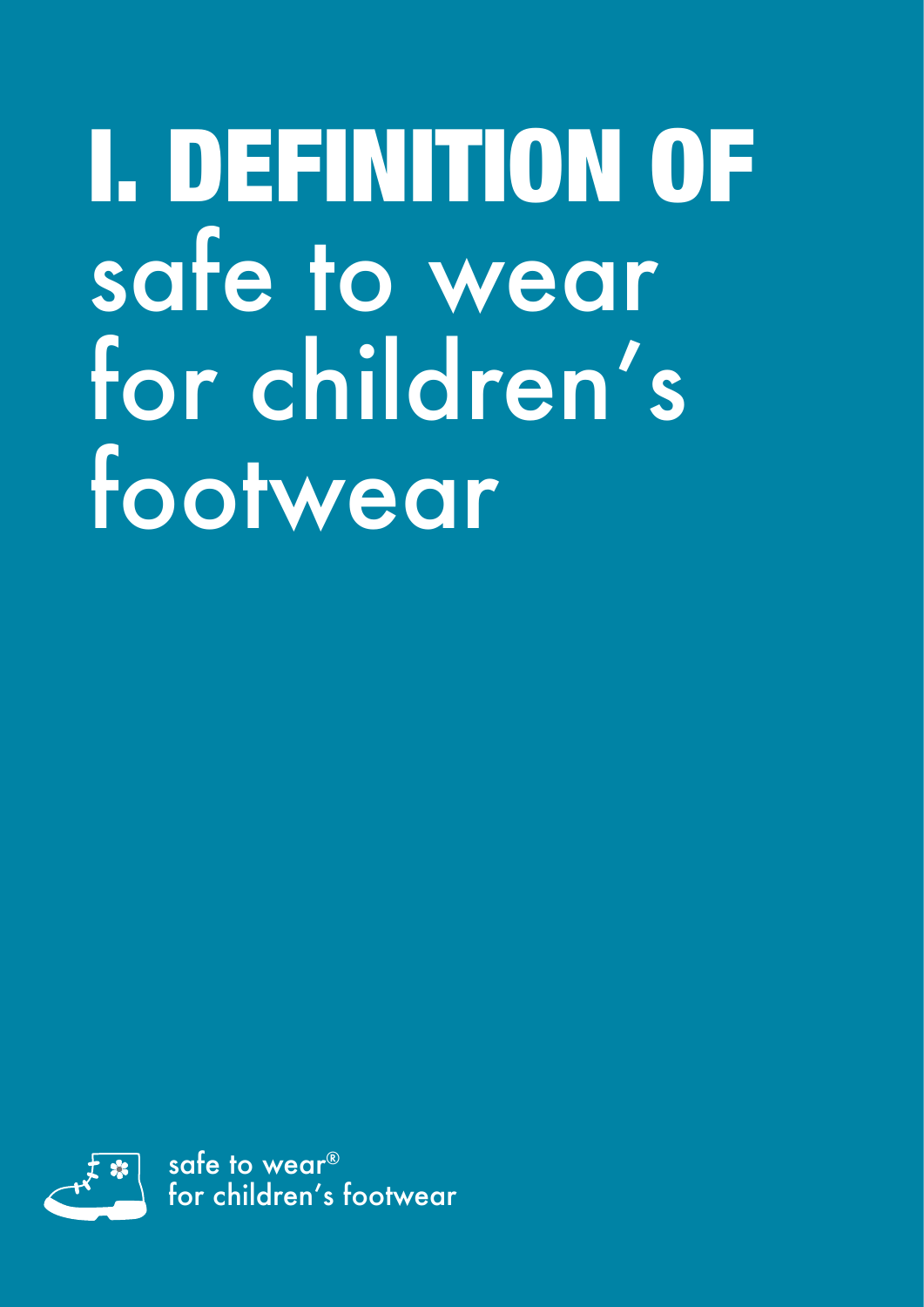# I. DEFINITION OF safe to wear for children's footwear

safe to wear®
for children's footwear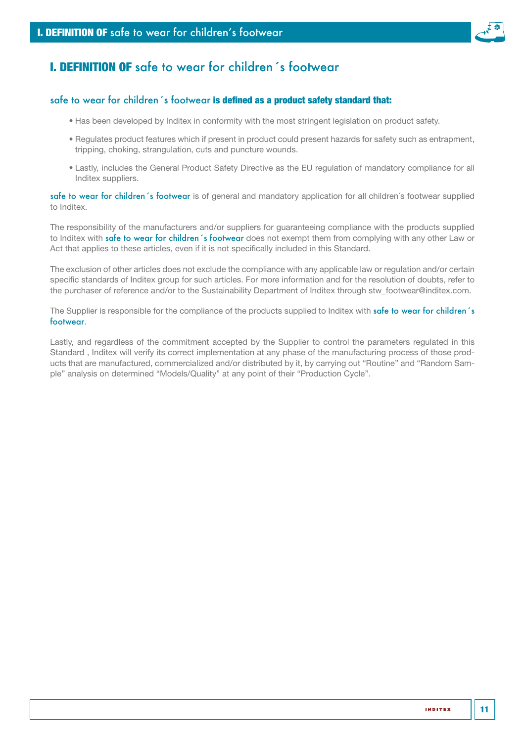# I. DEFINITION OF safe to wear for children´s footwear

### safe to wear for children´s footwear **is defined as a product safety standard that:**

- Has been developed by Inditex in conformity with the most stringent legislation on product safety.
- Regulates product features which if present in product could present hazards for safety such as entrapment, tripping, choking, strangulation, cuts and puncture wounds.
- Lastly, includes the General Product Safety Directive as the EU regulation of mandatory compliance for all Inditex suppliers.

safe to wear for children´s footwear is of general and mandatory application for all children´s footwear supplied to Inditex.

The responsibility of the manufacturers and/or suppliers for guaranteeing compliance with the products supplied to Inditex with safe to wear for children´s footwear does not exempt them from complying with any other Law or Act that applies to these articles, even if it is not specifically included in this Standard.

The exclusion of other articles does not exclude the compliance with any applicable law or regulation and/or certain specific standards of Inditex group for such articles. For more information and for the resolution of doubts, refer to the purchaser of reference and/or to the Sustainability Department of Inditex through stw_footwear@inditex.com.

The Supplier is responsible for the compliance of the products supplied to Inditex with safe to wear for children´s footwear.

Lastly, and regardless of the commitment accepted by the Supplier to control the parameters regulated in this Standard , Inditex will verify its correct implementation at any phase of the manufacturing process of those products that are manufactured, commercialized and/or distributed by it, by carrying out “Routine” and “Random Sample” analysis on determined “Models/Quality” at any point of their “Production Cycle”.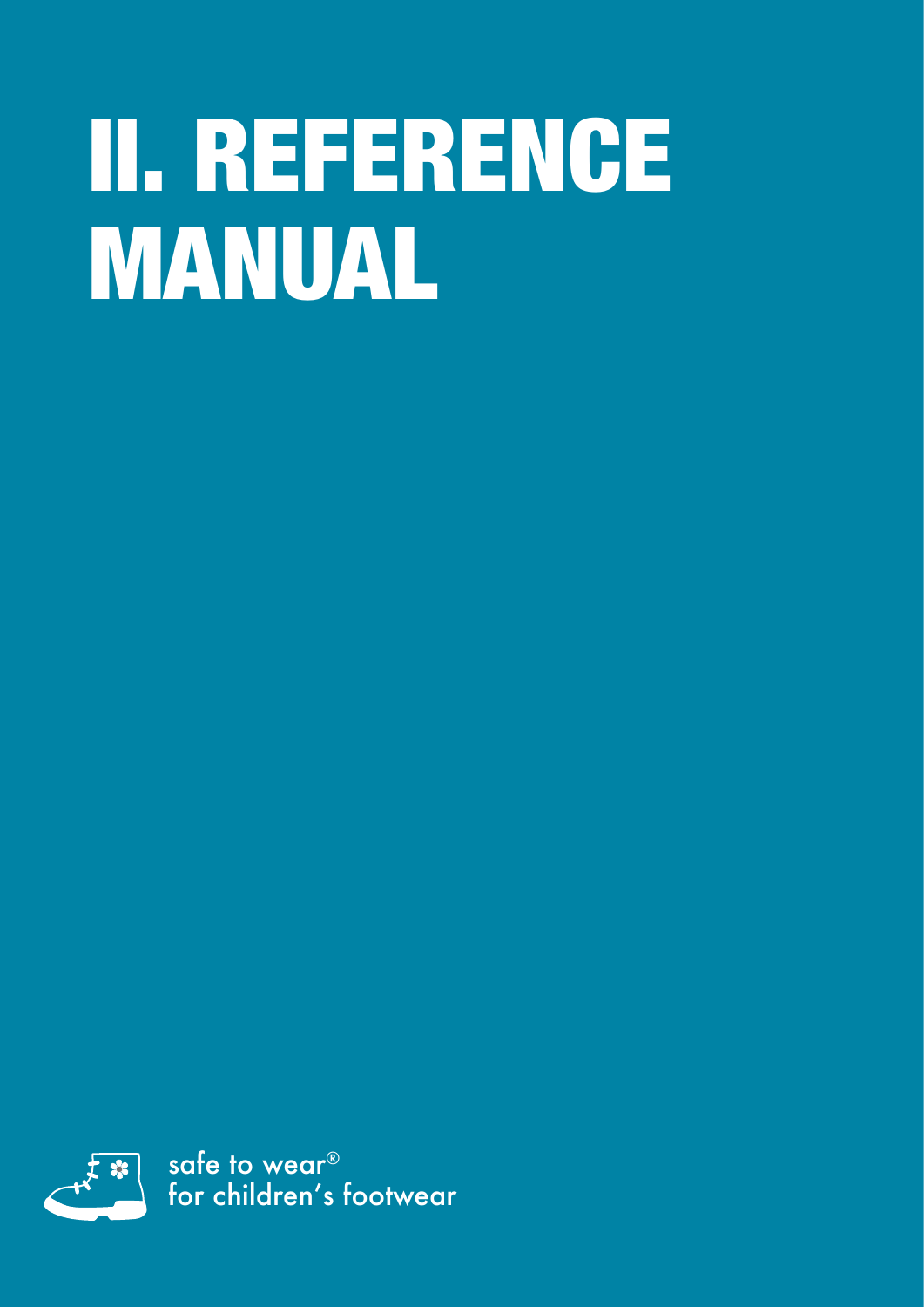# II. REFERENCE MANUAL

safe to wear®
for children's footwear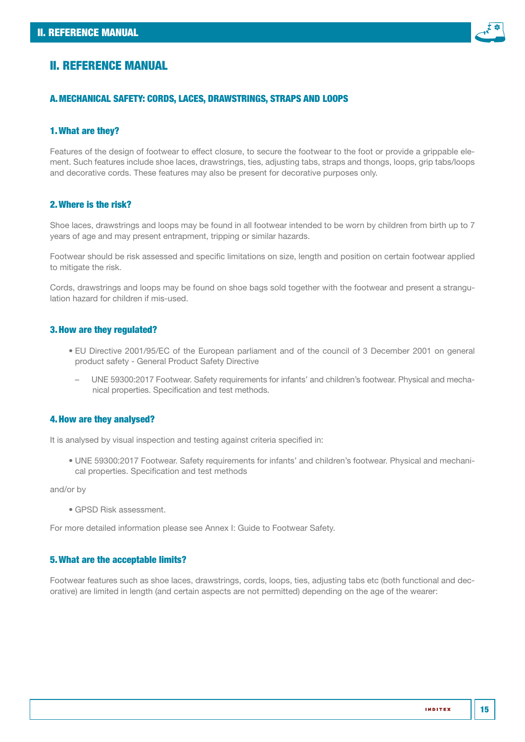# II. REFERENCE MANUAL

## A. MECHANICAL SAFETY: CORDS, LACES, DRAWSTRINGS, STRAPS AND LOOPS

### 1. What are they?

Features of the design of footwear to effect closure, to secure the footwear to the foot or provide a grippable element. Such features include shoe laces, drawstrings, ties, adjusting tabs, straps and thongs, loops, grip tabs/loops and decorative cords. These features may also be present for decorative purposes only.

### 2. Where is the risk?

Shoe laces, drawstrings and loops may be found in all footwear intended to be worn by children from birth up to 7 years of age and may present entrapment, tripping or similar hazards.

Footwear should be risk assessed and specific limitations on size, length and position on certain footwear applied to mitigate the risk.

Cords, drawstrings and loops may be found on shoe bags sold together with the footwear and present a strangulation hazard for children if mis-used.

### 3. How are they regulated?

- EU Directive 2001/95/EC of the European parliament and of the council of 3 December 2001 on general product safety - General Product Safety Directive
  - UNE 59300:2017 Footwear. Safety requirements for infants' and children's footwear. Physical and mechanical properties. Specification and test methods.

### 4. How are they analysed?

It is analysed by visual inspection and testing against criteria specified in:

- UNE 59300:2017 Footwear. Safety requirements for infants' and children's footwear. Physical and mechanical properties. Specification and test methods

and/or by

- GPSD Risk assessment.

For more detailed information please see Annex I: Guide to Footwear Safety.

### 5. What are the acceptable limits?

Footwear features such as shoe laces, drawstrings, cords, loops, ties, adjusting tabs etc (both functional and decorative) are limited in length (and certain aspects are not permitted) depending on the age of the wearer: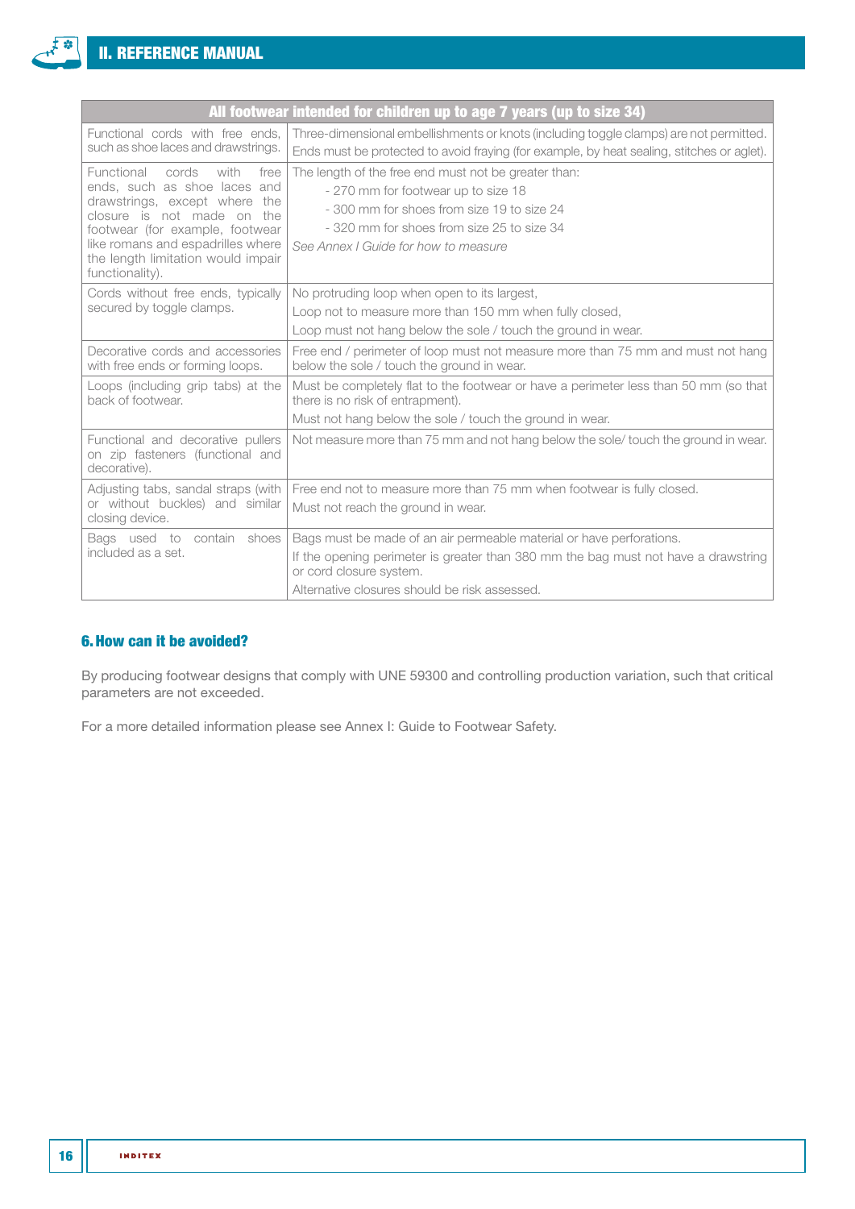| All footwear intended for children up to age 7 years (up to size 34) | |
|---|---|
| Functional cords with free ends, such as shoe laces and drawstrings. | Three-dimensional embellishments or knots (including toggle clamps) are not permitted.<br>Ends must be protected to avoid fraying (for example, by heat sealing, stitches or aglet). |
| Functional cords with free ends, such as shoe laces and drawstrings, except where the closure is not made on the footwear (for example, footwear like romans and espadrilles where the length limitation would impair functionality). | The length of the free end must not be greater than:<br>- 270 mm for footwear up to size 18<br>- 300 mm for shoes from size 19 to size 24<br>- 320 mm for shoes from size 25 to size 34<br>*See Annex I Guide for how to measure* |
| Cords without free ends, typically secured by toggle clamps. | No protruding loop when open to its largest,<br>Loop not to measure more than 150 mm when fully closed,<br>Loop must not hang below the sole / touch the ground in wear. |
| Decorative cords and accessories with free ends or forming loops. | Free end / perimeter of loop must not measure more than 75 mm and must not hang below the sole / touch the ground in wear. |
| Loops (including grip tabs) at the back of footwear. | Must be completely flat to the footwear or have a perimeter less than 50 mm (so that there is no risk of entrapment).<br>Must not hang below the sole / touch the ground in wear. |
| Functional and decorative pullers on zip fasteners (functional and decorative). | Not measure more than 75 mm and not hang below the sole/ touch the ground in wear. |
| Adjusting tabs, sandal straps (with or without buckles) and similar closing device. | Free end not to measure more than 75 mm when footwear is fully closed.<br>Must not reach the ground in wear. |
| Bags used to contain shoes included as a set. | Bags must be made of an air permeable material or have perforations.<br>If the opening perimeter is greater than 380 mm the bag must not have a drawstring or cord closure system.<br>Alternative closures should be risk assessed. |

## 6. How can it be avoided?

By producing footwear designs that comply with UNE 59300 and controlling production variation, such that critical parameters are not exceeded.

For a more detailed information please see Annex I: Guide to Footwear Safety.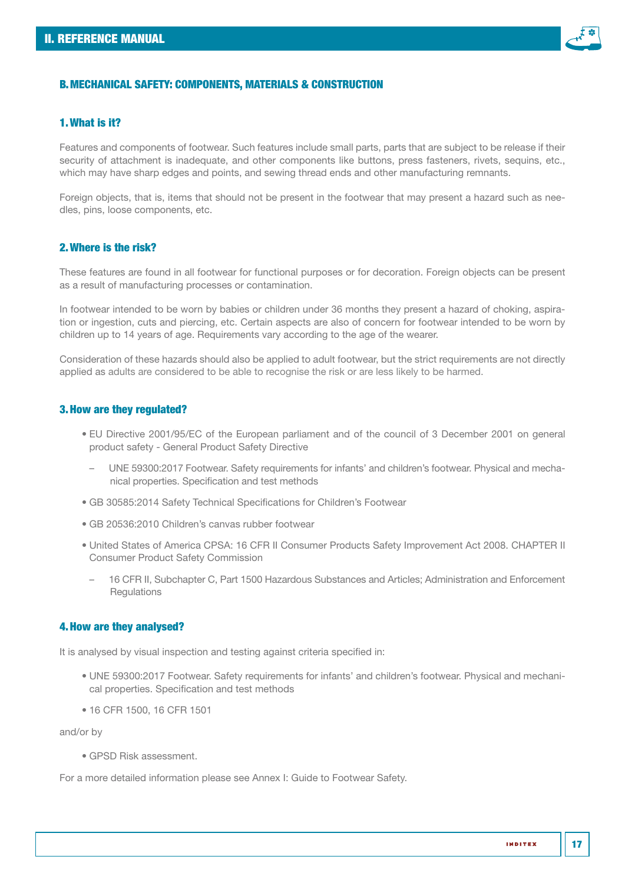## B. MECHANICAL SAFETY: COMPONENTS, MATERIALS & CONSTRUCTION

### 1. What is it?

Features and components of footwear. Such features include small parts, parts that are subject to be release if their security of attachment is inadequate, and other components like buttons, press fasteners, rivets, sequins, etc., which may have sharp edges and points, and sewing thread ends and other manufacturing remnants.

Foreign objects, that is, items that should not be present in the footwear that may present a hazard such as needles, pins, loose components, etc.

### 2. Where is the risk?

These features are found in all footwear for functional purposes or for decoration. Foreign objects can be present as a result of manufacturing processes or contamination.

In footwear intended to be worn by babies or children under 36 months they present a hazard of choking, aspiration or ingestion, cuts and piercing, etc. Certain aspects are also of concern for footwear intended to be worn by children up to 14 years of age. Requirements vary according to the age of the wearer.

Consideration of these hazards should also be applied to adult footwear, but the strict requirements are not directly applied as adults are considered to be able to recognise the risk or are less likely to be harmed.

### 3. How are they regulated?

- EU Directive 2001/95/EC of the European parliament and of the council of 3 December 2001 on general product safety - General Product Safety Directive
  - UNE 59300:2017 Footwear. Safety requirements for infants' and children's footwear. Physical and mechanical properties. Specification and test methods
- GB 30585:2014 Safety Technical Specifications for Children's Footwear
- GB 20536:2010 Children's canvas rubber footwear
- United States of America CPSA: 16 CFR II Consumer Products Safety Improvement Act 2008. CHAPTER II Consumer Product Safety Commission
  - 16 CFR II, Subchapter C, Part 1500 Hazardous Substances and Articles; Administration and Enforcement Regulations

### 4. How are they analysed?

It is analysed by visual inspection and testing against criteria specified in:

- UNE 59300:2017 Footwear. Safety requirements for infants' and children's footwear. Physical and mechanical properties. Specification and test methods
- 16 CFR 1500, 16 CFR 1501

and/or by

- GPSD Risk assessment.

For a more detailed information please see Annex I: Guide to Footwear Safety.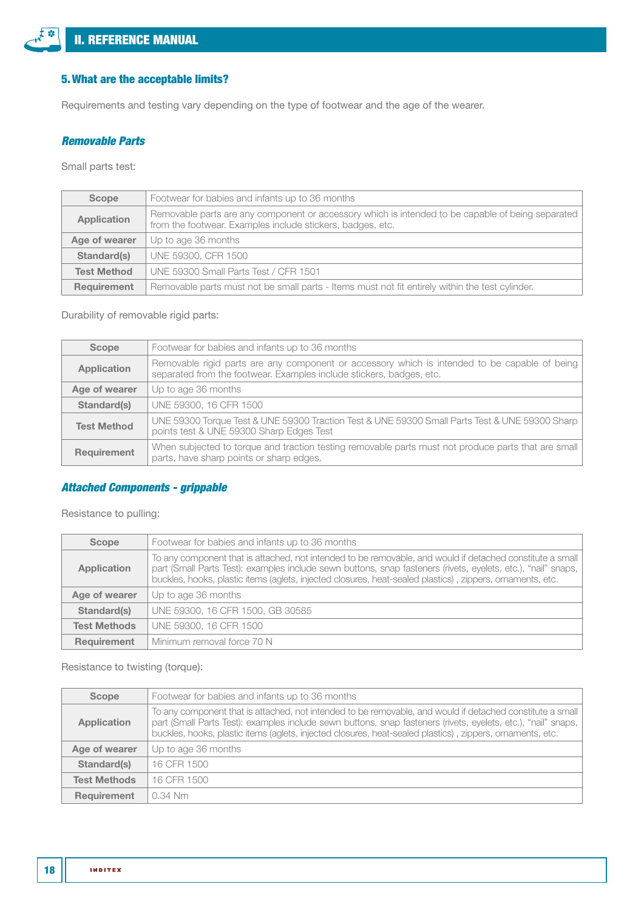### 5. What are the acceptable limits?

Requirements and testing vary depending on the type of footwear and the age of the wearer.

#### *Removable Parts*

Small parts test:

| Scope | Footwear for babies and infants up to 36 months |
|---|---|
| Application | Removable parts are any component or accessory which is intended to be capable of being separated from the footwear. Examples include stickers, badges, etc. |
| Age of wearer | Up to age 36 months |
| Standard(s) | UNE 59300, CFR 1500 |
| Test Method | UNE 59300 Small Parts Test / CFR 1501 |
| Requirement | Removable parts must not be small parts - Items must not fit entirely within the test cylinder. |

Durability of removable rigid parts:

| Scope | Footwear for babies and infants up to 36 months |
|---|---|
| Application | Removable rigid parts are any component or accessory which is intended to be capable of being separated from the footwear. Examples include stickers, badges, etc. |
| Age of wearer | Up to age 36 months |
| Standard(s) | UNE 59300, 16 CFR 1500 |
| Test Method | UNE 59300 Torque Test & UNE 59300 Traction Test & UNE 59300 Small Parts Test & UNE 59300 Sharp points test & UNE 59300 Sharp Edges Test |
| Requirement | When subjected to torque and traction testing removable parts must not produce parts that are small parts, have sharp points or sharp edges. |

#### *Attached Components - grippable*

Resistance to pulling:

| Scope | Footwear for babies and infants up to 36 months |
|---|---|
| Application | To any component that is attached, not intended to be removable, and would if detached constitute a small part (Small Parts Test): examples include sewn buttons, snap fasteners (rivets, eyelets, etc.), "nail" snaps, buckles, hooks, plastic items (aglets, injected closures, heat-sealed plastics) , zippers, ornaments, etc. |
| Age of wearer | Up to age 36 months |
| Standard(s) | UNE 59300, 16 CFR 1500, GB 30585 |
| Test Methods | UNE 59300, 16 CFR 1500 |
| Requirement | Minimum removal force 70 N |

Resistance to twisting (torque):

| Scope | Footwear for babies and infants up to 36 months |
|---|---|
| Application | To any component that is attached, not intended to be removable, and would if detached constitute a small part (Small Parts Test): examples include sewn buttons, snap fasteners (rivets, eyelets, etc.), "nail" snaps, buckles, hooks, plastic items (aglets, injected closures, heat-sealed plastics) , zippers, ornaments, etc. |
| Age of wearer | Up to age 36 months |
| Standard(s) | 16 CFR 1500 |
| Test Methods | 16 CFR 1500 |
| Requirement | 0.34 Nm |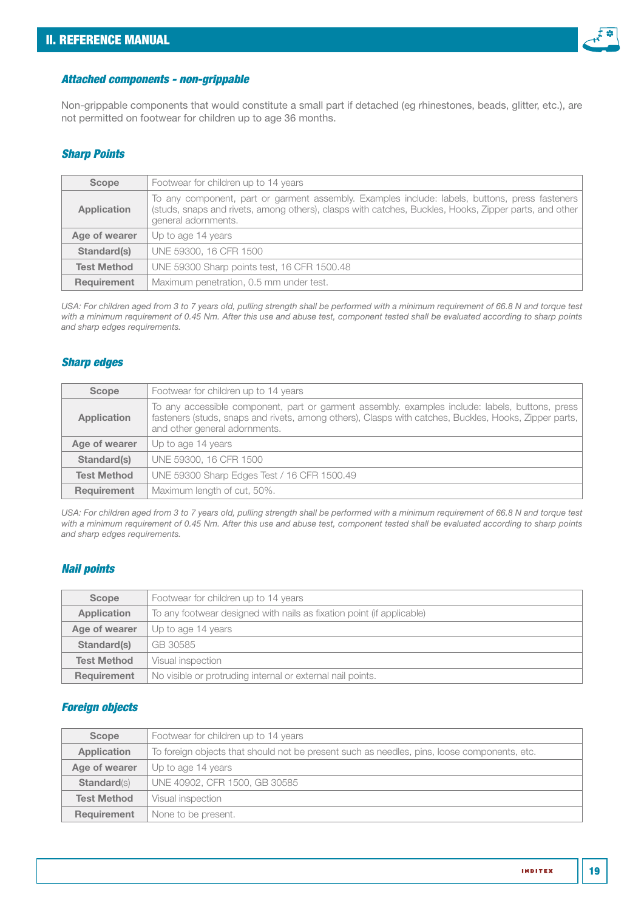### *Attached components - non-grippable*

Non-grippable components that would constitute a small part if detached (eg rhinestones, beads, glitter, etc.), are not permitted on footwear for children up to age 36 months.

### *Sharp Points*

| **Scope** | Footwear for children up to 14 years |
|---|---|
| **Application** | To any component, part or garment assembly. Examples include: labels, buttons, press fasteners (studs, snaps and rivets, among others), clasps with catches, Buckles, Hooks, Zipper parts, and other general adornments. |
| **Age of wearer** | Up to age 14 years |
| **Standard(s)** | UNE 59300, 16 CFR 1500 |
| **Test Method** | UNE 59300 Sharp points test, 16 CFR 1500.48 |
| **Requirement** | Maximum penetration, 0.5 mm under test. |

*USA: For children aged from 3 to 7 years old, pulling strength shall be performed with a minimum requirement of 66.8 N and torque test with a minimum requirement of 0.45 Nm. After this use and abuse test, component tested shall be evaluated according to sharp points and sharp edges requirements.*

### *Sharp edges*

| **Scope** | Footwear for children up to 14 years |
|---|---|
| **Application** | To any accessible component, part or garment assembly. examples include: labels, buttons, press fasteners (studs, snaps and rivets, among others), Clasps with catches, Buckles, Hooks, Zipper parts, and other general adornments. |
| **Age of wearer** | Up to age 14 years |
| **Standard(s)** | UNE 59300, 16 CFR 1500 |
| **Test Method** | UNE 59300 Sharp Edges Test / 16 CFR 1500.49 |
| **Requirement** | Maximum length of cut, 50%. |

*USA: For children aged from 3 to 7 years old, pulling strength shall be performed with a minimum requirement of 66.8 N and torque test with a minimum requirement of 0.45 Nm. After this use and abuse test, component tested shall be evaluated according to sharp points and sharp edges requirements.*

### *Nail points*

| **Scope** | Footwear for children up to 14 years |
|---|---|
| **Application** | To any footwear designed with nails as fixation point (if applicable) |
| **Age of wearer** | Up to age 14 years |
| **Standard(s)** | GB 30585 |
| **Test Method** | Visual inspection |
| **Requirement** | No visible or protruding internal or external nail points. |

### *Foreign objects*

| **Scope** | Footwear for children up to 14 years |
|---|---|
| **Application** | To foreign objects that should not be present such as needles, pins, loose components, etc. |
| **Age of wearer** | Up to age 14 years |
| **Standard**(s) | UNE 40902, CFR 1500, GB 30585 |
| **Test Method** | Visual inspection |
| **Requirement** | None to be present. |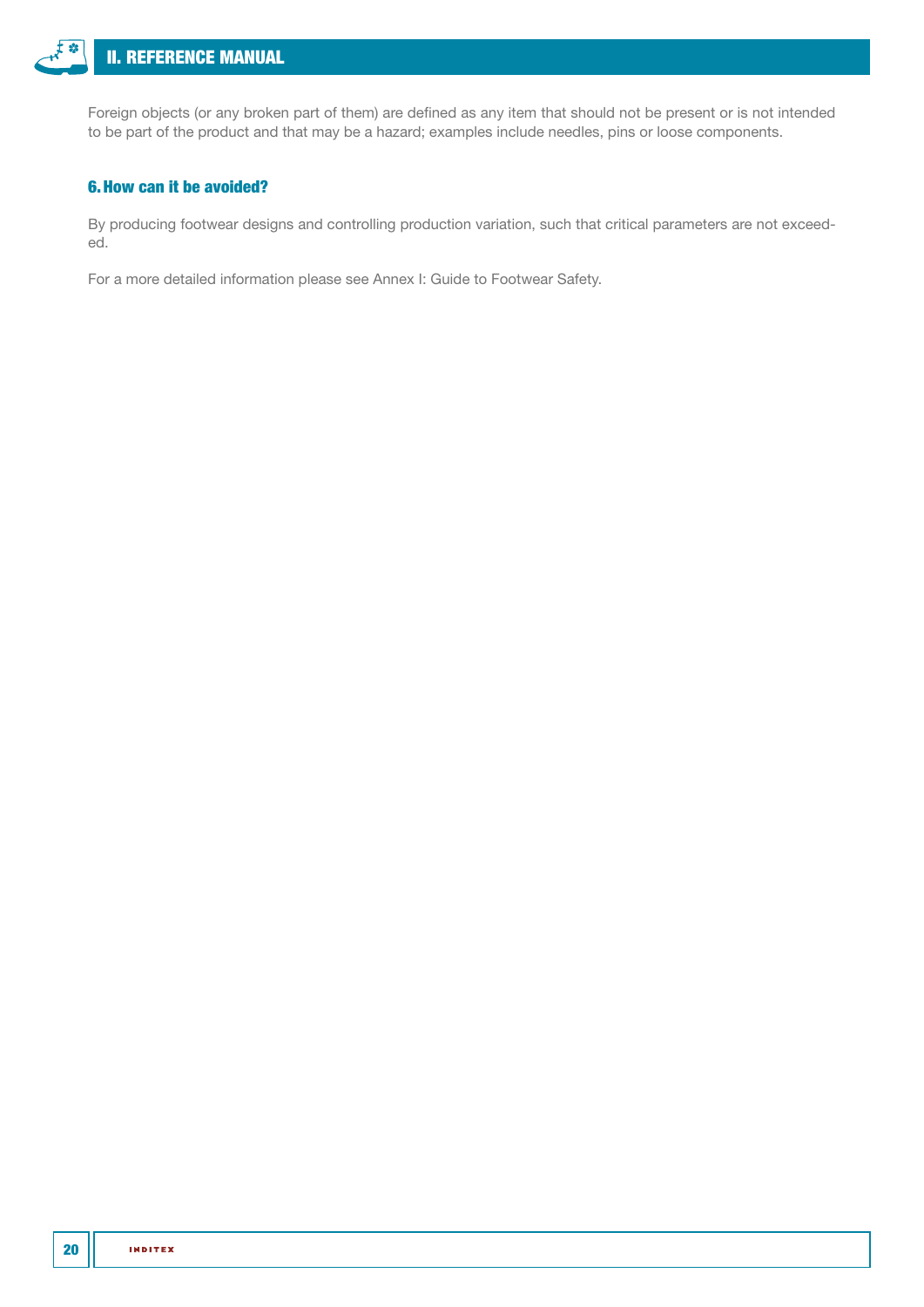Foreign objects (or any broken part of them) are defined as any item that should not be present or is not intended to be part of the product and that may be a hazard; examples include needles, pins or loose components.

### 6. How can it be avoided?

By producing footwear designs and controlling production variation, such that critical parameters are not exceeded.

For a more detailed information please see Annex I: Guide to Footwear Safety.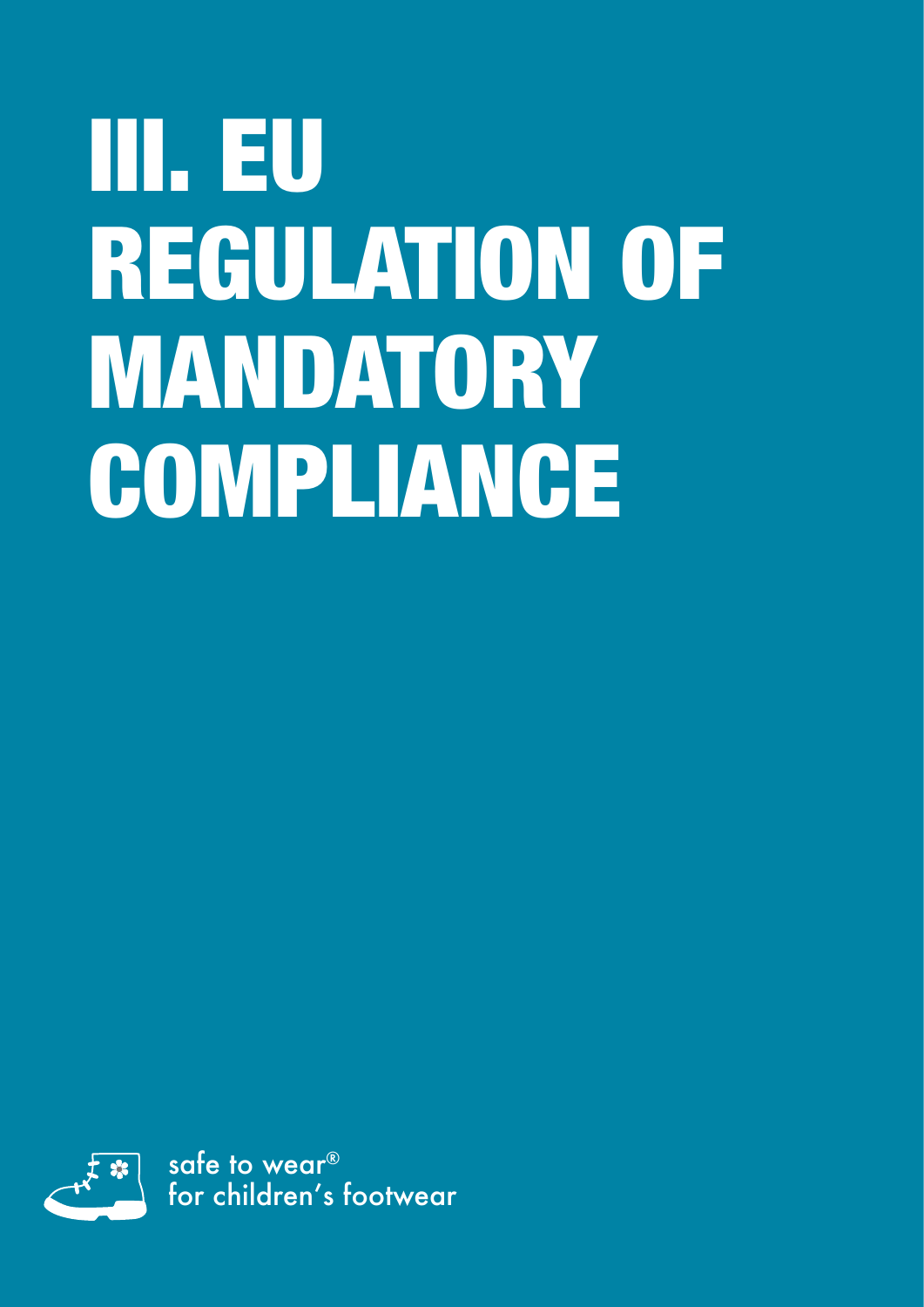# III. EU REGULATION OF MANDATORY COMPLIANCE

safe to wear®
for children's footwear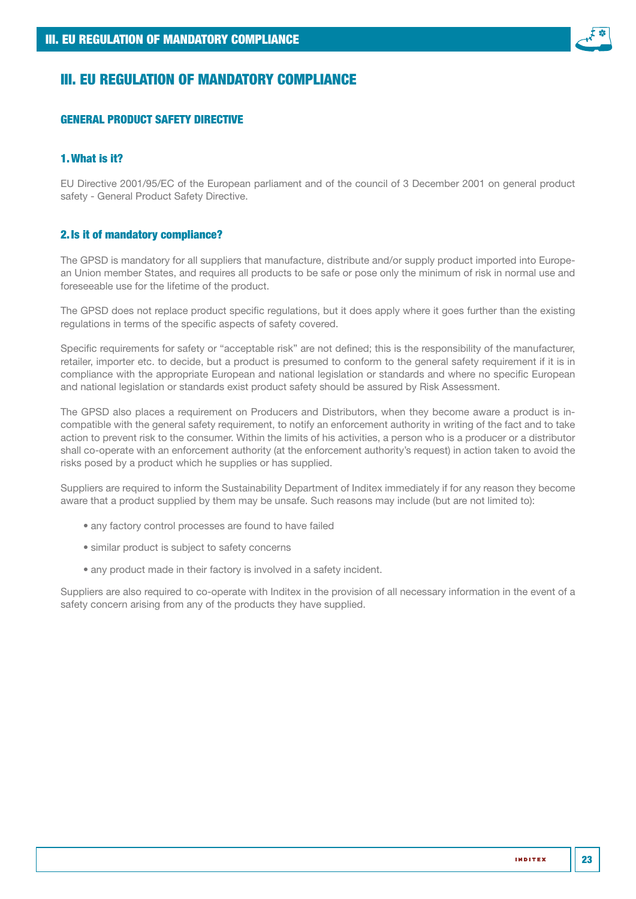# III. EU REGULATION OF MANDATORY COMPLIANCE

## GENERAL PRODUCT SAFETY DIRECTIVE

### 1. What is it?

EU Directive 2001/95/EC of the European parliament and of the council of 3 December 2001 on general product safety - General Product Safety Directive.

### 2. Is it of mandatory compliance?

The GPSD is mandatory for all suppliers that manufacture, distribute and/or supply product imported into European Union member States, and requires all products to be safe or pose only the minimum of risk in normal use and foreseeable use for the lifetime of the product.

The GPSD does not replace product specific regulations, but it does apply where it goes further than the existing regulations in terms of the specific aspects of safety covered.

Specific requirements for safety or "acceptable risk" are not defined; this is the responsibility of the manufacturer, retailer, importer etc. to decide, but a product is presumed to conform to the general safety requirement if it is in compliance with the appropriate European and national legislation or standards and where no specific European and national legislation or standards exist product safety should be assured by Risk Assessment.

The GPSD also places a requirement on Producers and Distributors, when they become aware a product is incompatible with the general safety requirement, to notify an enforcement authority in writing of the fact and to take action to prevent risk to the consumer. Within the limits of his activities, a person who is a producer or a distributor shall co-operate with an enforcement authority (at the enforcement authority's request) in action taken to avoid the risks posed by a product which he supplies or has supplied.

Suppliers are required to inform the Sustainability Department of Inditex immediately if for any reason they become aware that a product supplied by them may be unsafe. Such reasons may include (but are not limited to):

- any factory control processes are found to have failed
- similar product is subject to safety concerns
- any product made in their factory is involved in a safety incident.

Suppliers are also required to co-operate with Inditex in the provision of all necessary information in the event of a safety concern arising from any of the products they have supplied.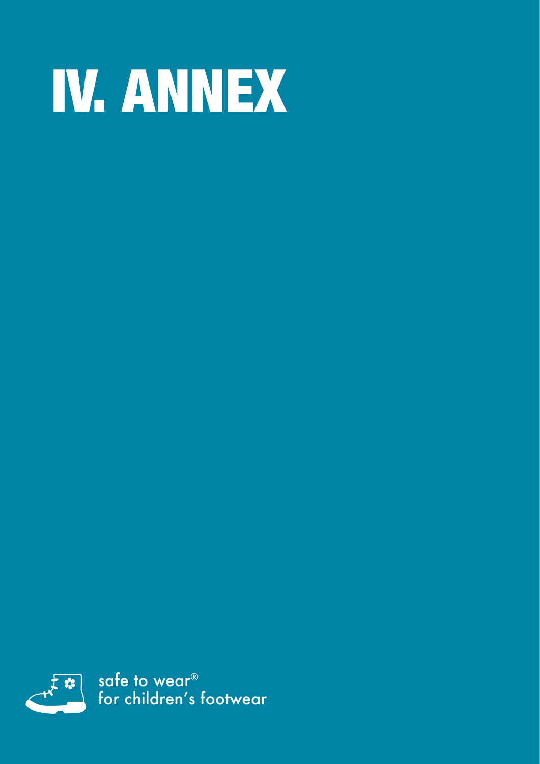# IV. ANNEX

safe to wear®
for children's footwear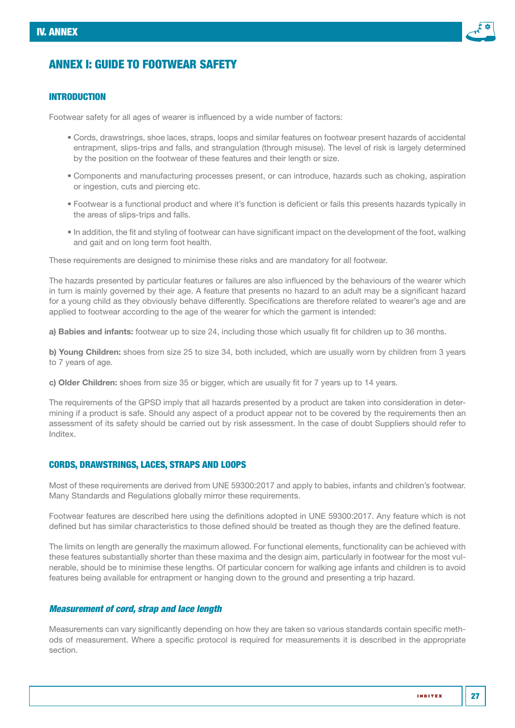## IV. ANNEX

# ANNEX I: GUIDE TO FOOTWEAR SAFETY

### INTRODUCTION

Footwear safety for all ages of wearer is influenced by a wide number of factors:

- Cords, drawstrings, shoe laces, straps, loops and similar features on footwear present hazards of accidental entrapment, slips-trips and falls, and strangulation (through misuse). The level of risk is largely determined by the position on the footwear of these features and their length or size.
- Components and manufacturing processes present, or can introduce, hazards such as choking, aspiration or ingestion, cuts and piercing etc.
- Footwear is a functional product and where it's function is deficient or fails this presents hazards typically in the areas of slips-trips and falls.
- In addition, the fit and styling of footwear can have significant impact on the development of the foot, walking and gait and on long term foot health.

These requirements are designed to minimise these risks and are mandatory for all footwear.

The hazards presented by particular features or failures are also influenced by the behaviours of the wearer which in turn is mainly governed by their age. A feature that presents no hazard to an adult may be a significant hazard for a young child as they obviously behave differently. Specifications are therefore related to wearer's age and are applied to footwear according to the age of the wearer for which the garment is intended:

**a) Babies and infants:** footwear up to size 24, including those which usually fit for children up to 36 months.

**b) Young Children:** shoes from size 25 to size 34, both included, which are usually worn by children from 3 years to 7 years of age.

**c) Older Children:** shoes from size 35 or bigger, which are usually fit for 7 years up to 14 years.

The requirements of the GPSD imply that all hazards presented by a product are taken into consideration in determining if a product is safe. Should any aspect of a product appear not to be covered by the requirements then an assessment of its safety should be carried out by risk assessment. In the case of doubt Suppliers should refer to Inditex.

### CORDS, DRAWSTRINGS, LACES, STRAPS AND LOOPS

Most of these requirements are derived from UNE 59300:2017 and apply to babies, infants and children's footwear. Many Standards and Regulations globally mirror these requirements.

Footwear features are described here using the definitions adopted in UNE 59300:2017. Any feature which is not defined but has similar characteristics to those defined should be treated as though they are the defined feature.

The limits on length are generally the maximum allowed. For functional elements, functionality can be achieved with these features substantially shorter than these maxima and the design aim, particularly in footwear for the most vulnerable, should be to minimise these lengths. Of particular concern for walking age infants and children is to avoid features being available for entrapment or hanging down to the ground and presenting a trip hazard.

#### *Measurement of cord, strap and lace length*

Measurements can vary significantly depending on how they are taken so various standards contain specific methods of measurement. Where a specific protocol is required for measurements it is described in the appropriate section.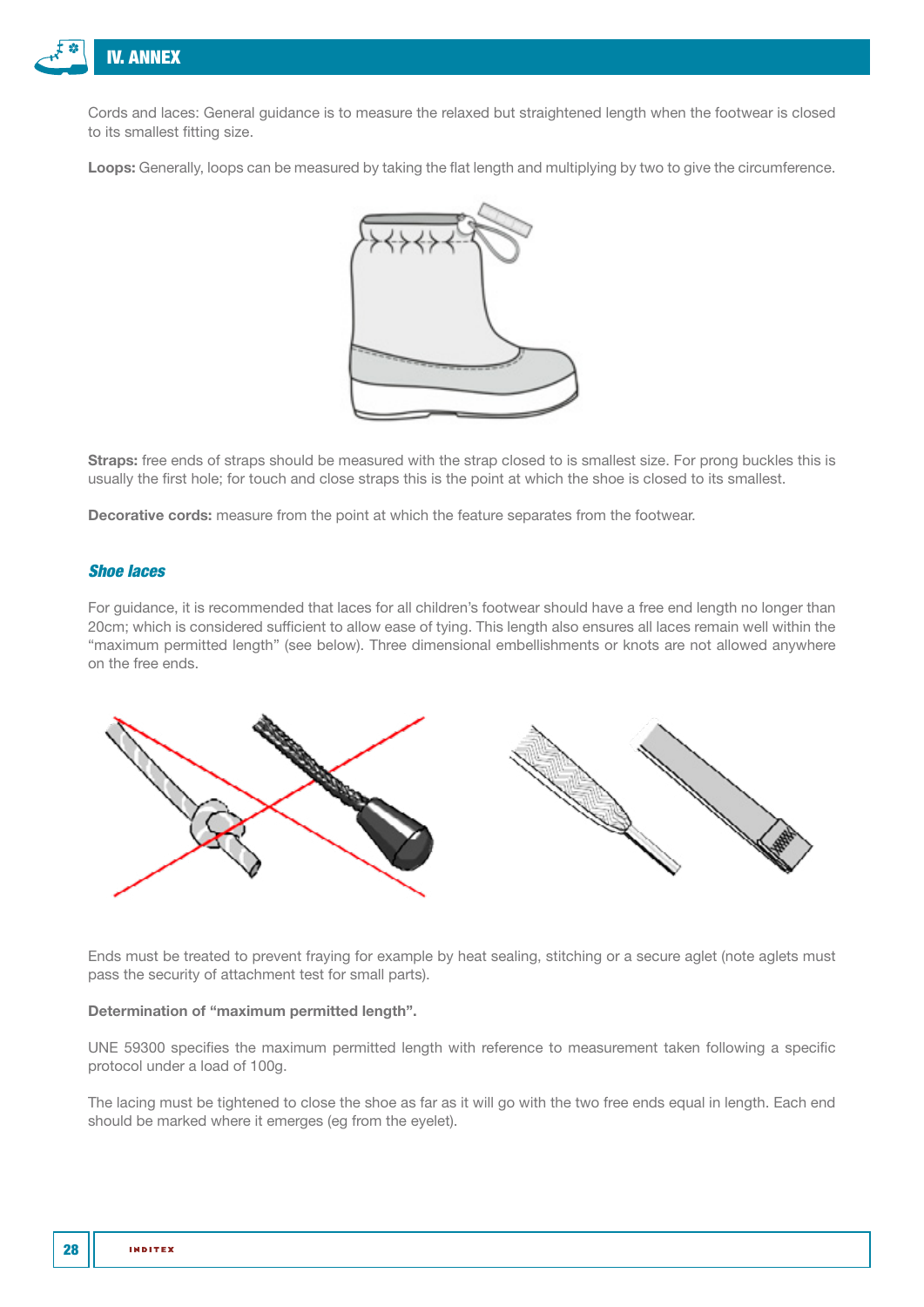Cords and laces: General guidance is to measure the relaxed but straightened length when the footwear is closed to its smallest fitting size.

**Loops:** Generally, loops can be measured by taking the flat length and multiplying by two to give the circumference.

**Straps:** free ends of straps should be measured with the strap closed to is smallest size. For prong buckles this is usually the first hole; for touch and close straps this is the point at which the shoe is closed to its smallest.

**Decorative cords:** measure from the point at which the feature separates from the footwear.

### *Shoe laces*

For guidance, it is recommended that laces for all children's footwear should have a free end length no longer than 20cm; which is considered sufficient to allow ease of tying. This length also ensures all laces remain well within the "maximum permitted length" (see below). Three dimensional embellishments or knots are not allowed anywhere on the free ends.

Ends must be treated to prevent fraying for example by heat sealing, stitching or a secure aglet (note aglets must pass the security of attachment test for small parts).

**Determination of "maximum permitted length".**

UNE 59300 specifies the maximum permitted length with reference to measurement taken following a specific protocol under a load of 100g.

The lacing must be tightened to close the shoe as far as it will go with the two free ends equal in length. Each end should be marked where it emerges (eg from the eyelet).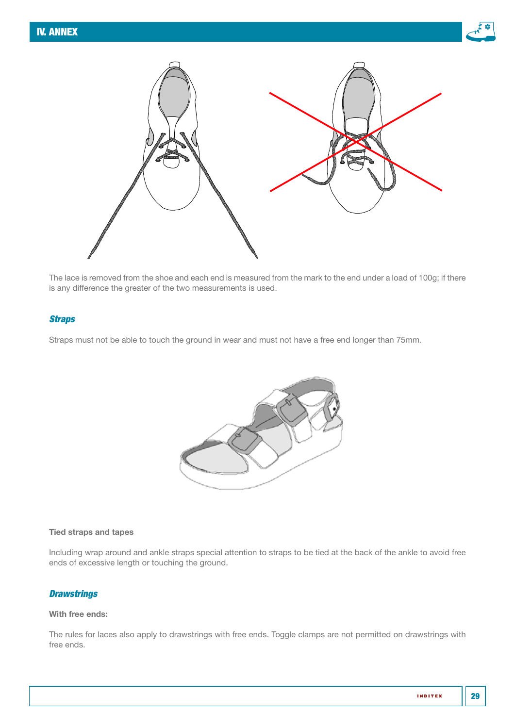The lace is removed from the shoe and each end is measured from the mark to the end under a load of 100g; if there is any difference the greater of the two measurements is used.

### *Straps*

Straps must not be able to touch the ground in wear and must not have a free end longer than 75mm.

**Tied straps and tapes**

Including wrap around and ankle straps special attention to straps to be tied at the back of the ankle to avoid free ends of excessive length or touching the ground.

### *Drawstrings*

**With free ends:**

The rules for laces also apply to drawstrings with free ends. Toggle clamps are not permitted on drawstrings with free ends.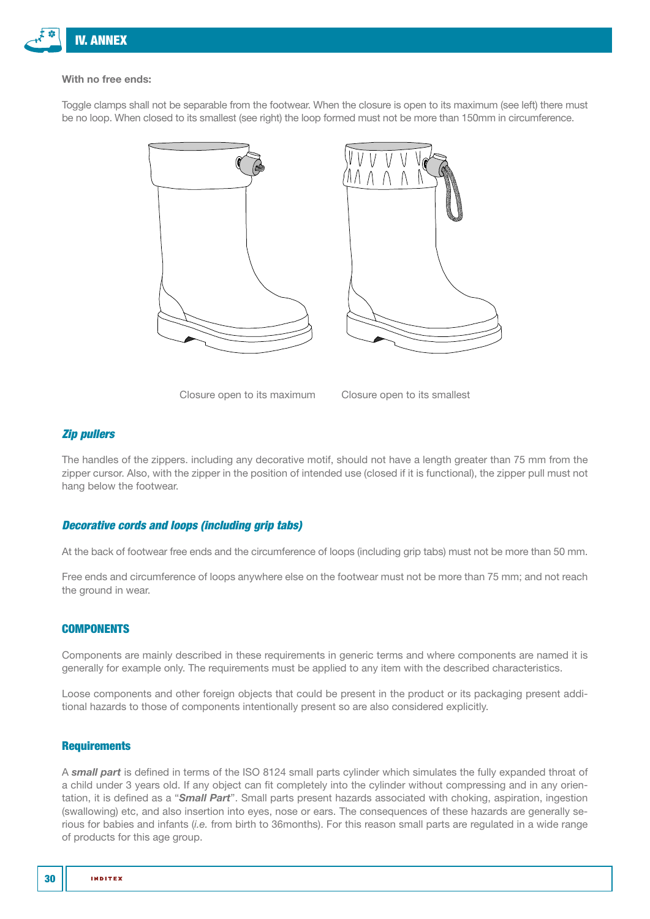**With no free ends:**

Toggle clamps shall not be separable from the footwear. When the closure is open to its maximum (see left) there must be no loop. When closed to its smallest (see right) the loop formed must not be more than 150mm in circumference.

Closure open to its maximum Closure open to its smallest

### *Zip pullers*

The handles of the zippers. including any decorative motif, should not have a length greater than 75 mm from the zipper cursor. Also, with the zipper in the position of intended use (closed if it is functional), the zipper pull must not hang below the footwear.

### *Decorative cords and loops (including grip tabs)*

At the back of footwear free ends and the circumference of loops (including grip tabs) must not be more than 50 mm.

Free ends and circumference of loops anywhere else on the footwear must not be more than 75 mm; and not reach the ground in wear.

## COMPONENTS

Components are mainly described in these requirements in generic terms and where components are named it is generally for example only. The requirements must be applied to any item with the described characteristics.

Loose components and other foreign objects that could be present in the product or its packaging present additional hazards to those of components intentionally present so are also considered explicitly.

### Requirements

A ***small part*** is defined in terms of the ISO 8124 small parts cylinder which simulates the fully expanded throat of a child under 3 years old. If any object can fit completely into the cylinder without compressing and in any orientation, it is defined as a "***Small Part***". Small parts present hazards associated with choking, aspiration, ingestion (swallowing) etc, and also insertion into eyes, nose or ears. The consequences of these hazards are generally serious for babies and infants (*i.e.* from birth to 36months). For this reason small parts are regulated in a wide range of products for this age group.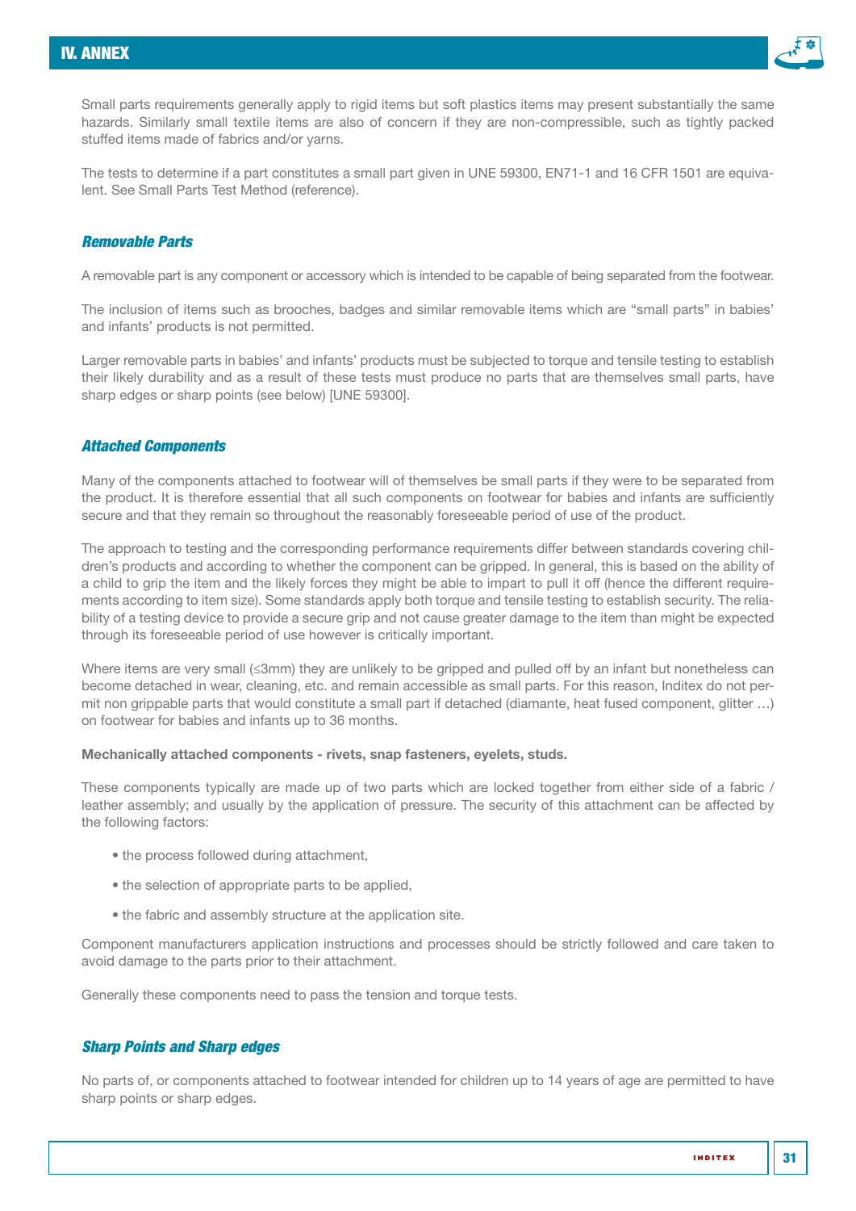Small parts requirements generally apply to rigid items but soft plastics items may present substantially the same hazards. Similarly small textile items are also of concern if they are non-compressible, such as tightly packed stuffed items made of fabrics and/or yarns.

The tests to determine if a part constitutes a small part given in UNE 59300, EN71-1 and 16 CFR 1501 are equivalent. See Small Parts Test Method (reference).

### *Removable Parts*

A removable part is any component or accessory which is intended to be capable of being separated from the footwear.

The inclusion of items such as brooches, badges and similar removable items which are "small parts" in babies' and infants' products is not permitted.

Larger removable parts in babies' and infants' products must be subjected to torque and tensile testing to establish their likely durability and as a result of these tests must produce no parts that are themselves small parts, have sharp edges or sharp points (see below) [UNE 59300].

### *Attached Components*

Many of the components attached to footwear will of themselves be small parts if they were to be separated from the product. It is therefore essential that all such components on footwear for babies and infants are sufficiently secure and that they remain so throughout the reasonably foreseeable period of use of the product.

The approach to testing and the corresponding performance requirements differ between standards covering children's products and according to whether the component can be gripped. In general, this is based on the ability of a child to grip the item and the likely forces they might be able to impart to pull it off (hence the different requirements according to item size). Some standards apply both torque and tensile testing to establish security. The reliability of a testing device to provide a secure grip and not cause greater damage to the item than might be expected through its foreseeable period of use however is critically important.

Where items are very small (≤3mm) they are unlikely to be gripped and pulled off by an infant but nonetheless can become detached in wear, cleaning, etc. and remain accessible as small parts. For this reason, Inditex do not permit non grippable parts that would constitute a small part if detached (diamante, heat fused component, glitter …) on footwear for babies and infants up to 36 months.

**Mechanically attached components - rivets, snap fasteners, eyelets, studs.**

These components typically are made up of two parts which are locked together from either side of a fabric / leather assembly; and usually by the application of pressure. The security of this attachment can be affected by the following factors:

- the process followed during attachment,
- the selection of appropriate parts to be applied,
- the fabric and assembly structure at the application site.

Component manufacturers application instructions and processes should be strictly followed and care taken to avoid damage to the parts prior to their attachment.

Generally these components need to pass the tension and torque tests.

### *Sharp Points and Sharp edges*

No parts of, or components attached to footwear intended for children up to 14 years of age are permitted to have sharp points or sharp edges.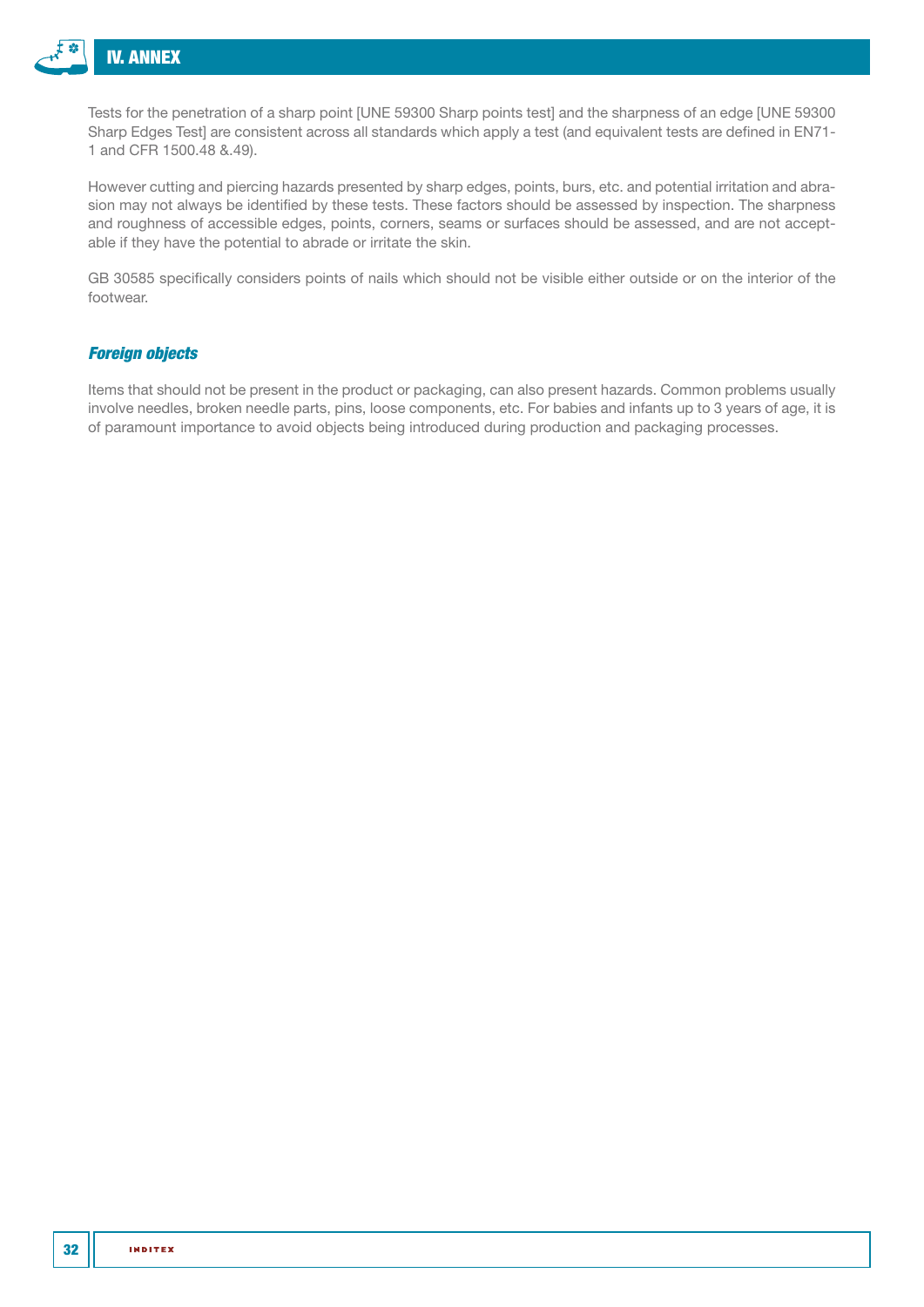Tests for the penetration of a sharp point [UNE 59300 Sharp points test] and the sharpness of an edge [UNE 59300 Sharp Edges Test] are consistent across all standards which apply a test (and equivalent tests are defined in EN71-1 and CFR 1500.48 &.49).

However cutting and piercing hazards presented by sharp edges, points, burs, etc. and potential irritation and abrasion may not always be identified by these tests. These factors should be assessed by inspection. The sharpness and roughness of accessible edges, points, corners, seams or surfaces should be assessed, and are not acceptable if they have the potential to abrade or irritate the skin.

GB 30585 specifically considers points of nails which should not be visible either outside or on the interior of the footwear.

### *Foreign objects*

Items that should not be present in the product or packaging, can also present hazards. Common problems usually involve needles, broken needle parts, pins, loose components, etc. For babies and infants up to 3 years of age, it is of paramount importance to avoid objects being introduced during production and packaging processes.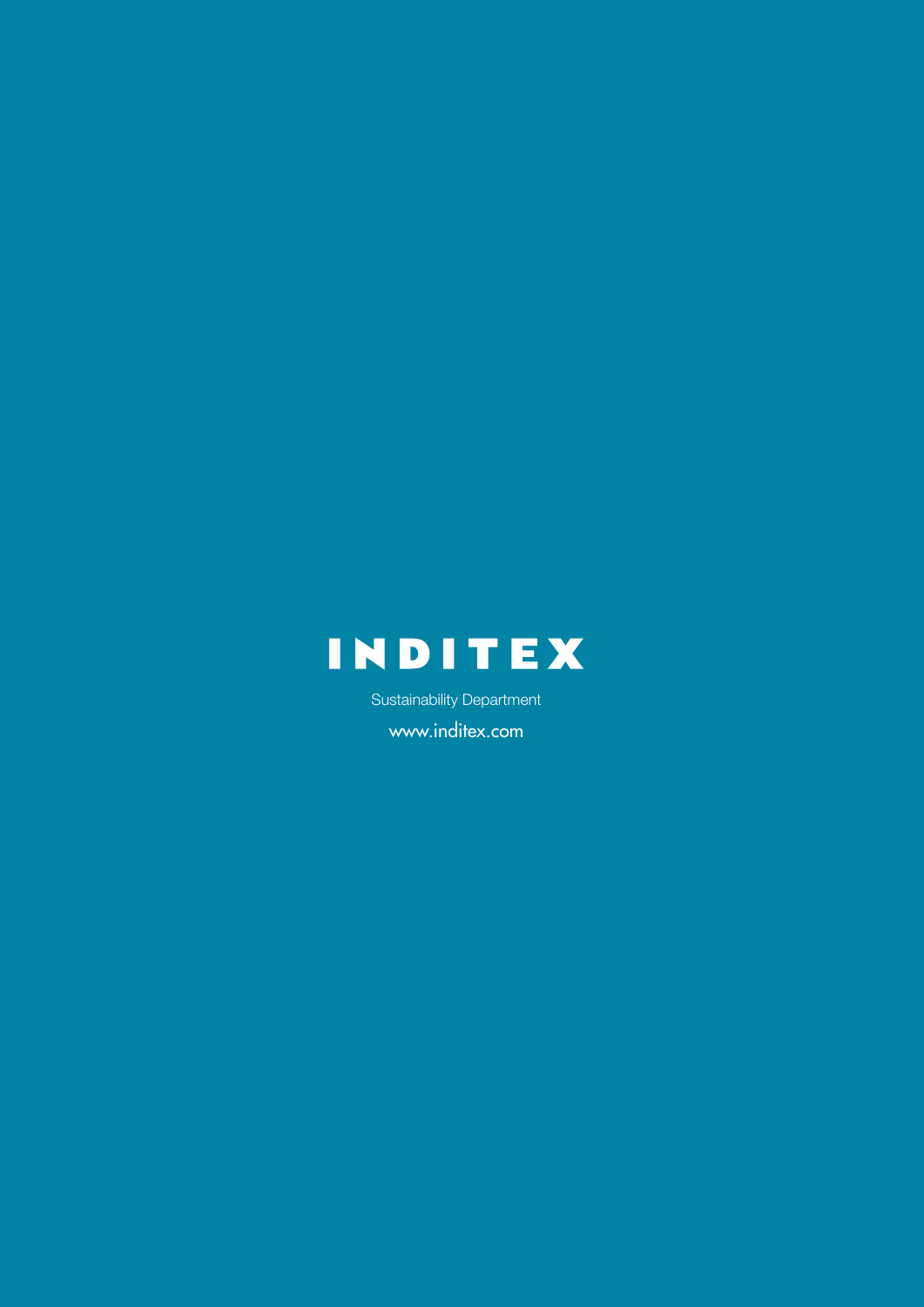INDITEX

Sustainability Department

www.inditex.com